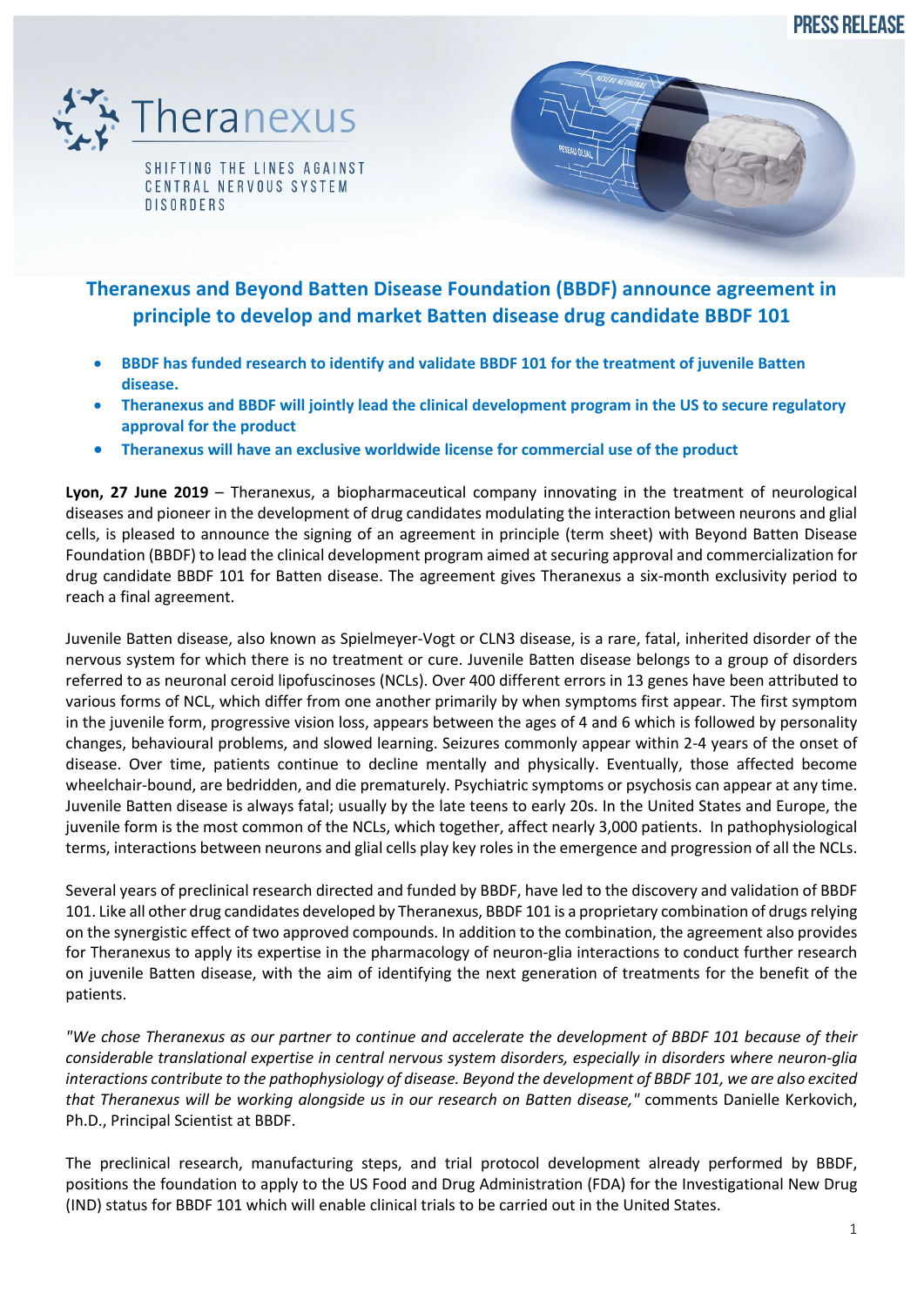PRESS RELEASE

Theranexus

SHIFTING THE LINES AGAINST CENTRAL NERVOUS SYSTEM DISORDERS

# Theranexus and Beyond Batten Disease Foundation (BBDF) announce agreement in principle to develop and market Batten disease drug candidate BBDF 101

- **BBDF has funded research to identify and validate BBDF 101 for the treatment of juvenile Batten disease.**
- **Theranexus and BBDF will jointly lead the clinical development program in the US to secure regulatory approval for the product**
- **Theranexus will have an exclusive worldwide license for commercial use of the product**

**Lyon, 27 June 2019** – Theranexus, a biopharmaceutical company innovating in the treatment of neurological diseases and pioneer in the development of drug candidates modulating the interaction between neurons and glial cells, is pleased to announce the signing of an agreement in principle (term sheet) with Beyond Batten Disease Foundation (BBDF) to lead the clinical development program aimed at securing approval and commercialization for drug candidate BBDF 101 for Batten disease. The agreement gives Theranexus a six-month exclusivity period to reach a final agreement.

Juvenile Batten disease, also known as Spielmeyer-Vogt or CLN3 disease, is a rare, fatal, inherited disorder of the nervous system for which there is no treatment or cure. Juvenile Batten disease belongs to a group of disorders referred to as neuronal ceroid lipofuscinoses (NCLs). Over 400 different errors in 13 genes have been attributed to various forms of NCL, which differ from one another primarily by when symptoms first appear. The first symptom in the juvenile form, progressive vision loss, appears between the ages of 4 and 6 which is followed by personality changes, behavioural problems, and slowed learning. Seizures commonly appear within 2-4 years of the onset of disease. Over time, patients continue to decline mentally and physically. Eventually, those affected become wheelchair-bound, are bedridden, and die prematurely. Psychiatric symptoms or psychosis can appear at any time. Juvenile Batten disease is always fatal; usually by the late teens to early 20s. In the United States and Europe, the juvenile form is the most common of the NCLs, which together, affect nearly 3,000 patients. In pathophysiological terms, interactions between neurons and glial cells play key roles in the emergence and progression of all the NCLs.

Several years of preclinical research directed and funded by BBDF, have led to the discovery and validation of BBDF 101. Like all other drug candidates developed by Theranexus, BBDF 101 is a proprietary combination of drugs relying on the synergistic effect of two approved compounds. In addition to the combination, the agreement also provides for Theranexus to apply its expertise in the pharmacology of neuron-glia interactions to conduct further research on juvenile Batten disease, with the aim of identifying the next generation of treatments for the benefit of the patients.

*"We chose Theranexus as our partner to continue and accelerate the development of BBDF 101 because of their considerable translational expertise in central nervous system disorders, especially in disorders where neuron-glia interactions contribute to the pathophysiology of disease. Beyond the development of BBDF 101, we are also excited that Theranexus will be working alongside us in our research on Batten disease,"* comments Danielle Kerkovich, Ph.D., Principal Scientist at BBDF.

The preclinical research, manufacturing steps, and trial protocol development already performed by BBDF, positions the foundation to apply to the US Food and Drug Administration (FDA) for the Investigational New Drug (IND) status for BBDF 101 which will enable clinical trials to be carried out in the United States.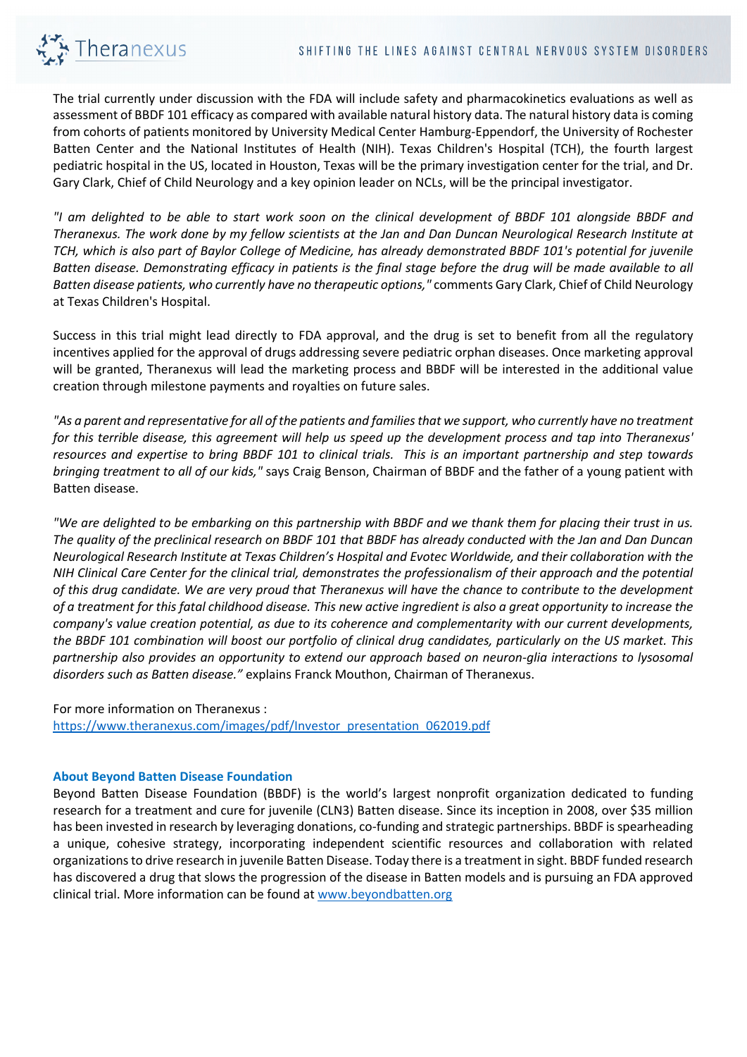The trial currently under discussion with the FDA will include safety and pharmacokinetics evaluations as well as assessment of BBDF 101 efficacy as compared with available natural history data. The natural history data is coming from cohorts of patients monitored by University Medical Center Hamburg-Eppendorf, the University of Rochester Batten Center and the National Institutes of Health (NIH). Texas Children's Hospital (TCH), the fourth largest pediatric hospital in the US, located in Houston, Texas will be the primary investigation center for the trial, and Dr. Gary Clark, Chief of Child Neurology and a key opinion leader on NCLs, will be the principal investigator.

*"I am delighted to be able to start work soon on the clinical development of BBDF 101 alongside BBDF and Theranexus. The work done by my fellow scientists at the Jan and Dan Duncan Neurological Research Institute at TCH, which is also part of Baylor College of Medicine, has already demonstrated BBDF 101's potential for juvenile Batten disease. Demonstrating efficacy in patients is the final stage before the drug will be made available to all Batten disease patients, who currently have no therapeutic options,"* comments Gary Clark, Chief of Child Neurology at Texas Children's Hospital.

Success in this trial might lead directly to FDA approval, and the drug is set to benefit from all the regulatory incentives applied for the approval of drugs addressing severe pediatric orphan diseases. Once marketing approval will be granted, Theranexus will lead the marketing process and BBDF will be interested in the additional value creation through milestone payments and royalties on future sales.

*"As a parent and representative for all of the patients and families that we support, who currently have no treatment for this terrible disease, this agreement will help us speed up the development process and tap into Theranexus' resources and expertise to bring BBDF 101 to clinical trials. This is an important partnership and step towards bringing treatment to all of our kids,"* says Craig Benson, Chairman of BBDF and the father of a young patient with Batten disease.

*"We are delighted to be embarking on this partnership with BBDF and we thank them for placing their trust in us. The quality of the preclinical research on BBDF 101 that BBDF has already conducted with the Jan and Dan Duncan Neurological Research Institute at Texas Children's Hospital and Evotec Worldwide, and their collaboration with the NIH Clinical Care Center for the clinical trial, demonstrates the professionalism of their approach and the potential of this drug candidate. We are very proud that Theranexus will have the chance to contribute to the development of a treatment for this fatal childhood disease. This new active ingredient is also a great opportunity to increase the company's value creation potential, as due to its coherence and complementarity with our current developments, the BBDF 101 combination will boost our portfolio of clinical drug candidates, particularly on the US market. This partnership also provides an opportunity to extend our approach based on neuron-glia interactions to lysosomal disorders such as Batten disease."* explains Franck Mouthon, Chairman of Theranexus.

For more information on Theranexus :
https://www.theranexus.com/images/pdf/Investor_presentation_062019.pdf

**About Beyond Batten Disease Foundation**

Beyond Batten Disease Foundation (BBDF) is the world's largest nonprofit organization dedicated to funding research for a treatment and cure for juvenile (CLN3) Batten disease. Since its inception in 2008, over $35 million has been invested in research by leveraging donations, co-funding and strategic partnerships. BBDF is spearheading a unique, cohesive strategy, incorporating independent scientific resources and collaboration with related organizations to drive research in juvenile Batten Disease. Today there is a treatment in sight. BBDF funded research has discovered a drug that slows the progression of the disease in Batten models and is pursuing an FDA approved clinical trial. More information can be found at www.beyondbatten.org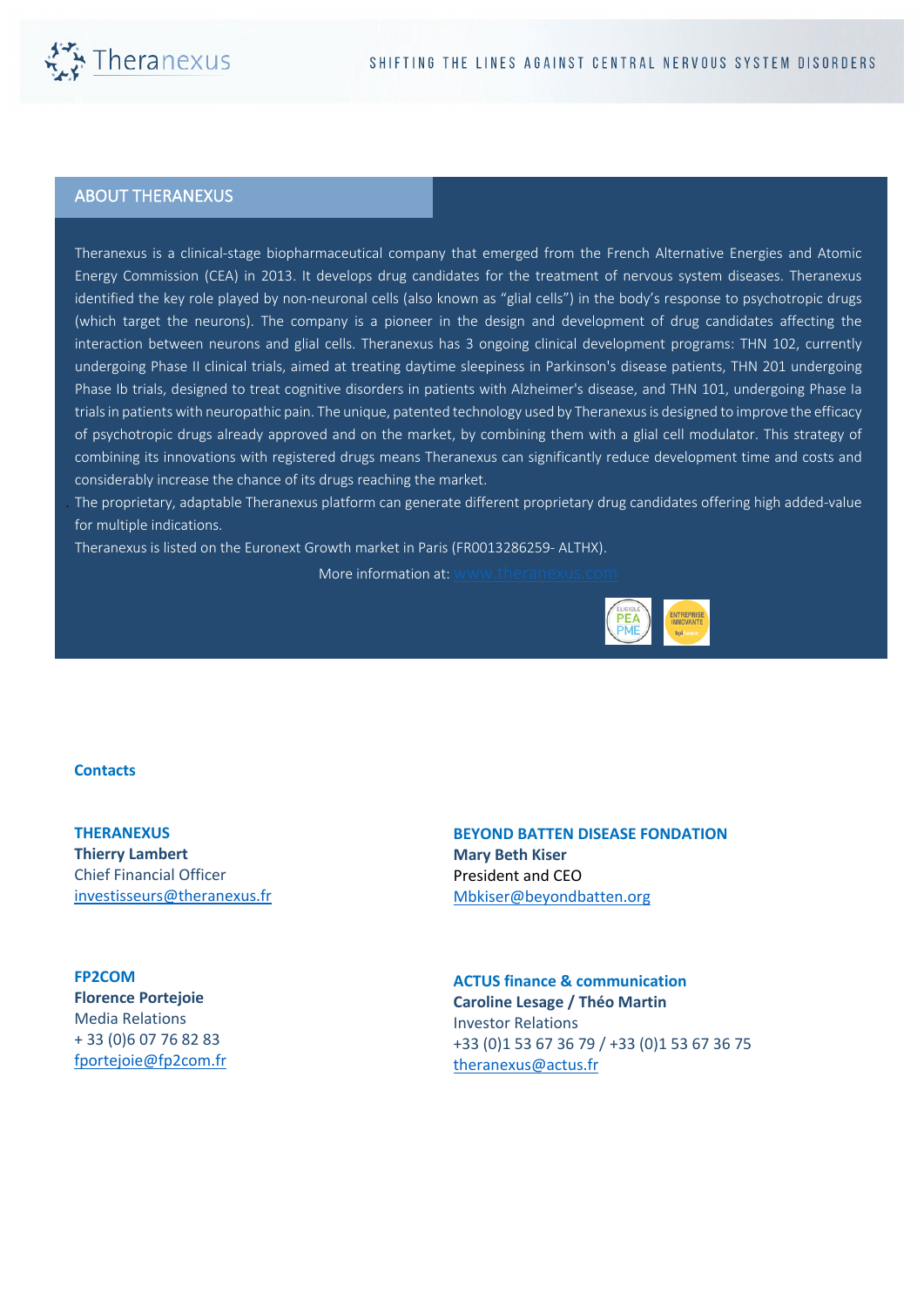## ABOUT THERANEXUS

Theranexus is a clinical-stage biopharmaceutical company that emerged from the French Alternative Energies and Atomic Energy Commission (CEA) in 2013. It develops drug candidates for the treatment of nervous system diseases. Theranexus identified the key role played by non-neuronal cells (also known as "glial cells") in the body's response to psychotropic drugs (which target the neurons). The company is a pioneer in the design and development of drug candidates affecting the interaction between neurons and glial cells. Theranexus has 3 ongoing clinical development programs: THN 102, currently undergoing Phase II clinical trials, aimed at treating daytime sleepiness in Parkinson's disease patients, THN 201 undergoing Phase Ib trials, designed to treat cognitive disorders in patients with Alzheimer's disease, and THN 101, undergoing Phase Ia trials in patients with neuropathic pain. The unique, patented technology used by Theranexus is designed to improve the efficacy of psychotropic drugs already approved and on the market, by combining them with a glial cell modulator. This strategy of combining its innovations with registered drugs means Theranexus can significantly reduce development time and costs and considerably increase the chance of its drugs reaching the market.

The proprietary, adaptable Theranexus platform can generate different proprietary drug candidates offering high added-value for multiple indications.

Theranexus is listed on the Euronext Growth market in Paris (FR0013286259- ALTHX).

More information at: www.theranexus.com

**Contacts**

**THERANEXUS**
**Thierry Lambert**
Chief Financial Officer
investisseurs@theranexus.fr

**BEYOND BATTEN DISEASE FONDATION**
**Mary Beth Kiser**
President and CEO
Mbkiser@beyondbatten.org

**FP2COM**
**Florence Portejoie**
Media Relations
+ 33 (0)6 07 76 82 83
fportejoie@fp2com.fr

**ACTUS finance & communication**
**Caroline Lesage / Théo Martin**
Investor Relations
+33 (0)1 53 67 36 79 / +33 (0)1 53 67 36 75
theranexus@actus.fr